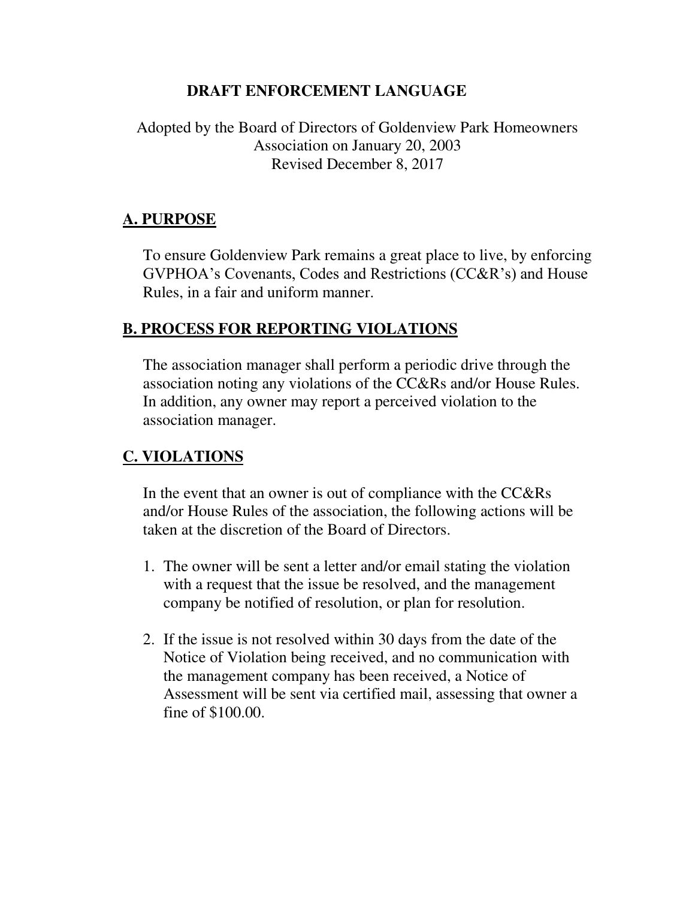# DRAFT ENFORCEMENT LANGUAGE

Adopted by the Board of Directors of Goldenview Park Homeowners Association on January 20, 2003
Revised December 8, 2017

## A. PURPOSE

To ensure Goldenview Park remains a great place to live, by enforcing GVPHOA's Covenants, Codes and Restrictions (CC&R's) and House Rules, in a fair and uniform manner.

## B. PROCESS FOR REPORTING VIOLATIONS

The association manager shall perform a periodic drive through the association noting any violations of the CC&Rs and/or House Rules. In addition, any owner may report a perceived violation to the association manager.

## C. VIOLATIONS

In the event that an owner is out of compliance with the CC&Rs and/or House Rules of the association, the following actions will be taken at the discretion of the Board of Directors.

1. The owner will be sent a letter and/or email stating the violation with a request that the issue be resolved, and the management company be notified of resolution, or plan for resolution.

2. If the issue is not resolved within 30 days from the date of the Notice of Violation being received, and no communication with the management company has been received, a Notice of Assessment will be sent via certified mail, assessing that owner a fine of $100.00.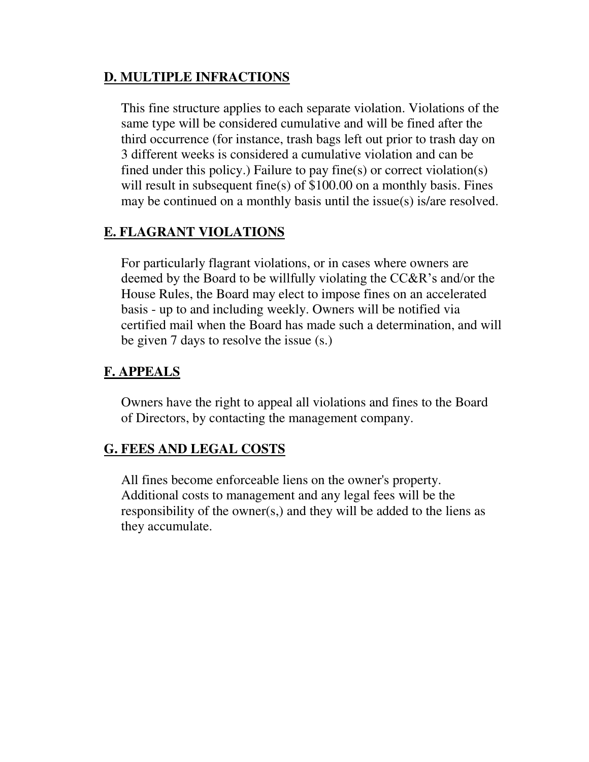## **D. MULTIPLE INFRACTIONS**

This fine structure applies to each separate violation. Violations of the same type will be considered cumulative and will be fined after the third occurrence (for instance, trash bags left out prior to trash day on 3 different weeks is considered a cumulative violation and can be fined under this policy.) Failure to pay fine(s) or correct violation(s) will result in subsequent fine(s) of $100.00 on a monthly basis. Fines may be continued on a monthly basis until the issue(s) is/are resolved.

## **E. FLAGRANT VIOLATIONS**

For particularly flagrant violations, or in cases where owners are deemed by the Board to be willfully violating the CC&R's and/or the House Rules, the Board may elect to impose fines on an accelerated basis - up to and including weekly. Owners will be notified via certified mail when the Board has made such a determination, and will be given 7 days to resolve the issue (s.)

## **F. APPEALS**

Owners have the right to appeal all violations and fines to the Board of Directors, by contacting the management company.

## **G. FEES AND LEGAL COSTS**

All fines become enforceable liens on the owner's property. Additional costs to management and any legal fees will be the responsibility of the owner(s,) and they will be added to the liens as they accumulate.